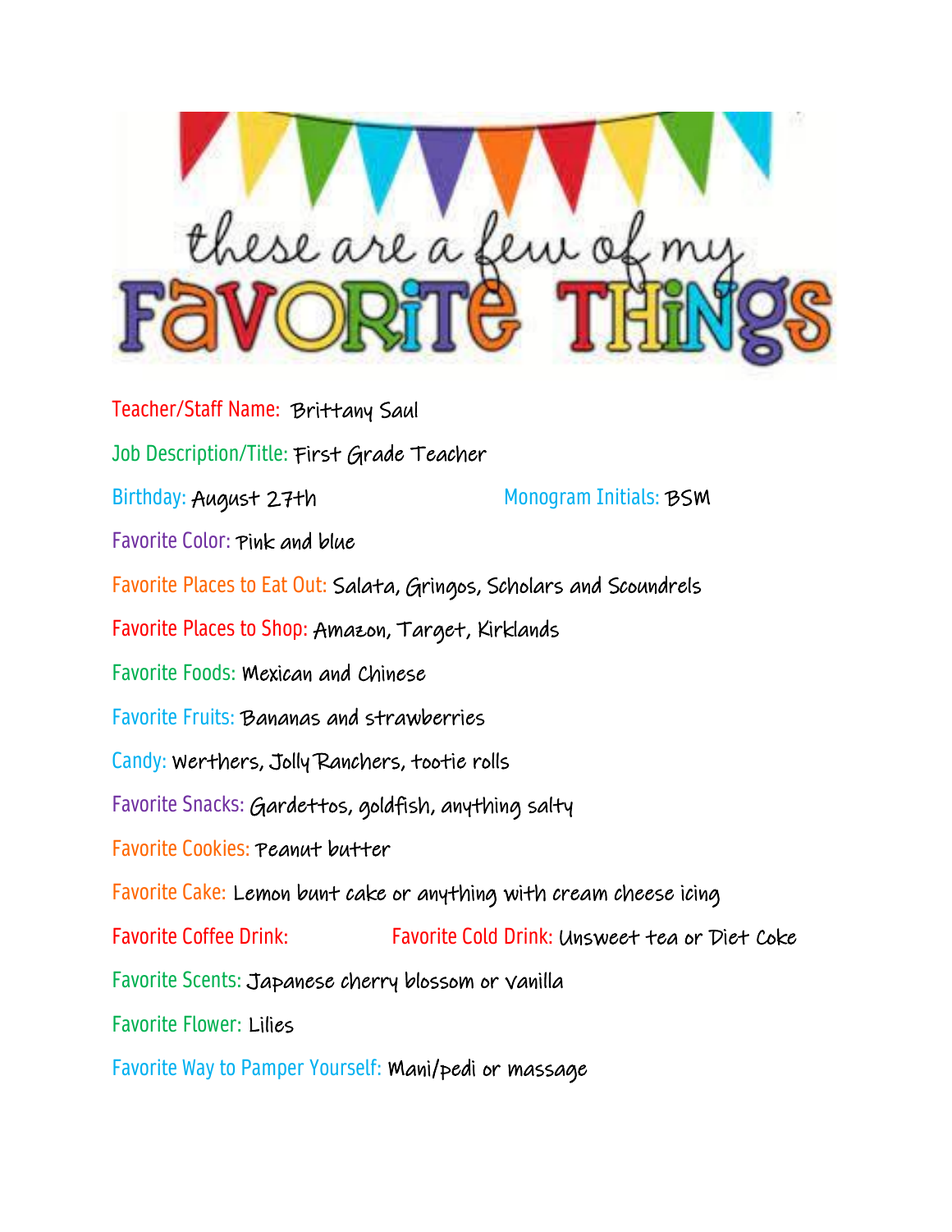# these are a few of my FAVORITE THINGS

Teacher/Staff Name: Brittany Saul

Job Description/Title: First Grade Teacher

Birthday: August 27th

Monogram Initials: BSM

Favorite Color: Pink and blue

Favorite Places to Eat Out: Salata, Gringos, Scholars and Scoundrels

Favorite Places to Shop: Amazon, Target, Kirklands

Favorite Foods: Mexican and Chinese

Favorite Fruits: Bananas and strawberries

Candy: Werthers, Jolly Ranchers, tootie rolls

Favorite Snacks: Gardettos, goldfish, anything salty

Favorite Cookies: Peanut butter

Favorite Cake: Lemon bunt cake or anything with cream cheese icing

Favorite Coffee Drink:

Favorite Cold Drink: Unsweet tea or Diet Coke

Favorite Scents: Japanese cherry blossom or vanilla

Favorite Flower: Lilies

Favorite Way to Pamper Yourself: Mani/pedi or massage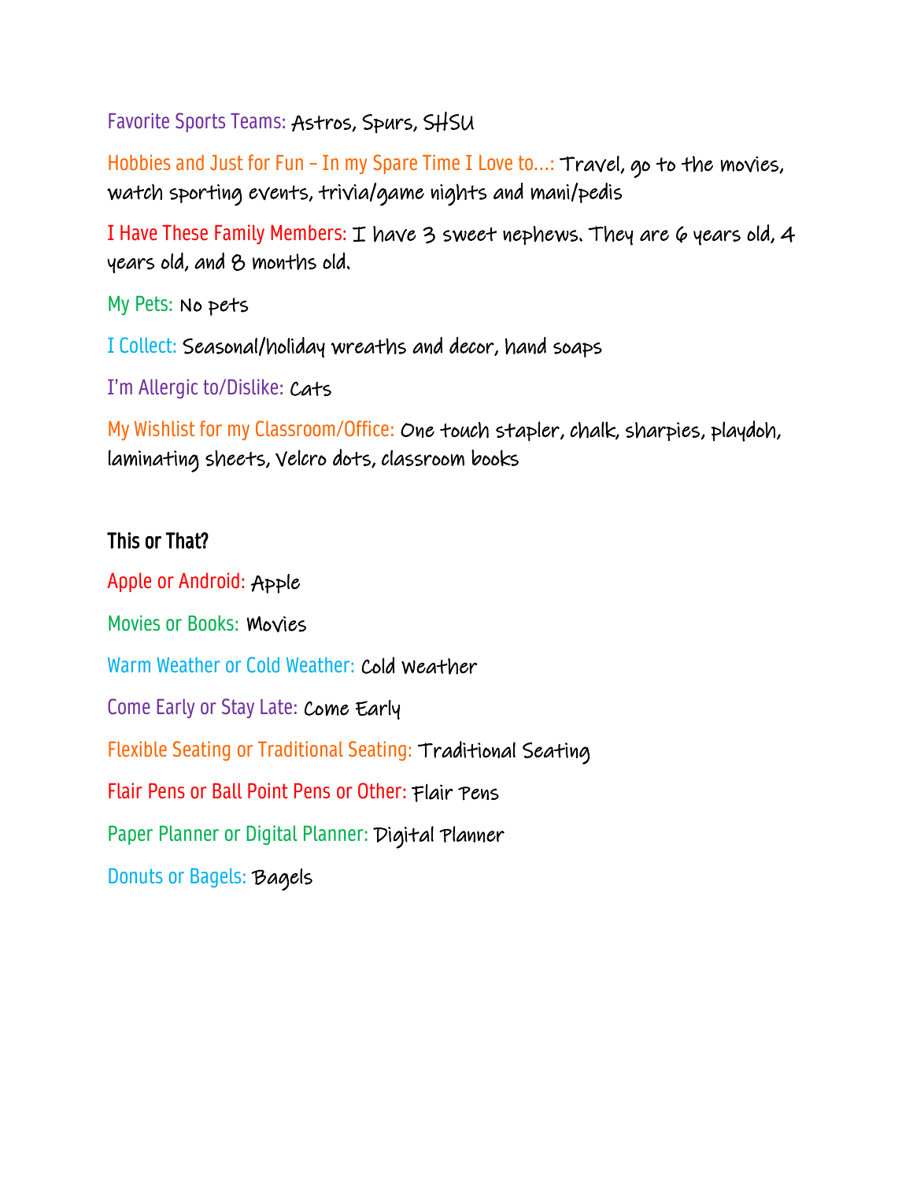Favorite Sports Teams: Astros, Spurs, SHSU

Hobbies and Just for Fun – In my Spare Time I Love to…: Travel, go to the movies, watch sporting events, trivia/game nights and mani/pedis

I Have These Family Members: I have 3 sweet nephews. They are 6 years old, 4 years old, and 8 months old.

My Pets: No pets

I Collect: Seasonal/holiday wreaths and decor, hand soaps

I'm Allergic to/Dislike: Cats

My Wishlist for my Classroom/Office: One touch stapler, chalk, sharpies, playdoh, laminating sheets, Velcro dots, classroom books

**This or That?**

Apple or Android: Apple

Movies or Books: Movies

Warm Weather or Cold Weather: Cold Weather

Come Early or Stay Late: Come Early

Flexible Seating or Traditional Seating: Traditional Seating

Flair Pens or Ball Point Pens or Other: Flair Pens

Paper Planner or Digital Planner: Digital Planner

Donuts or Bagels: Bagels